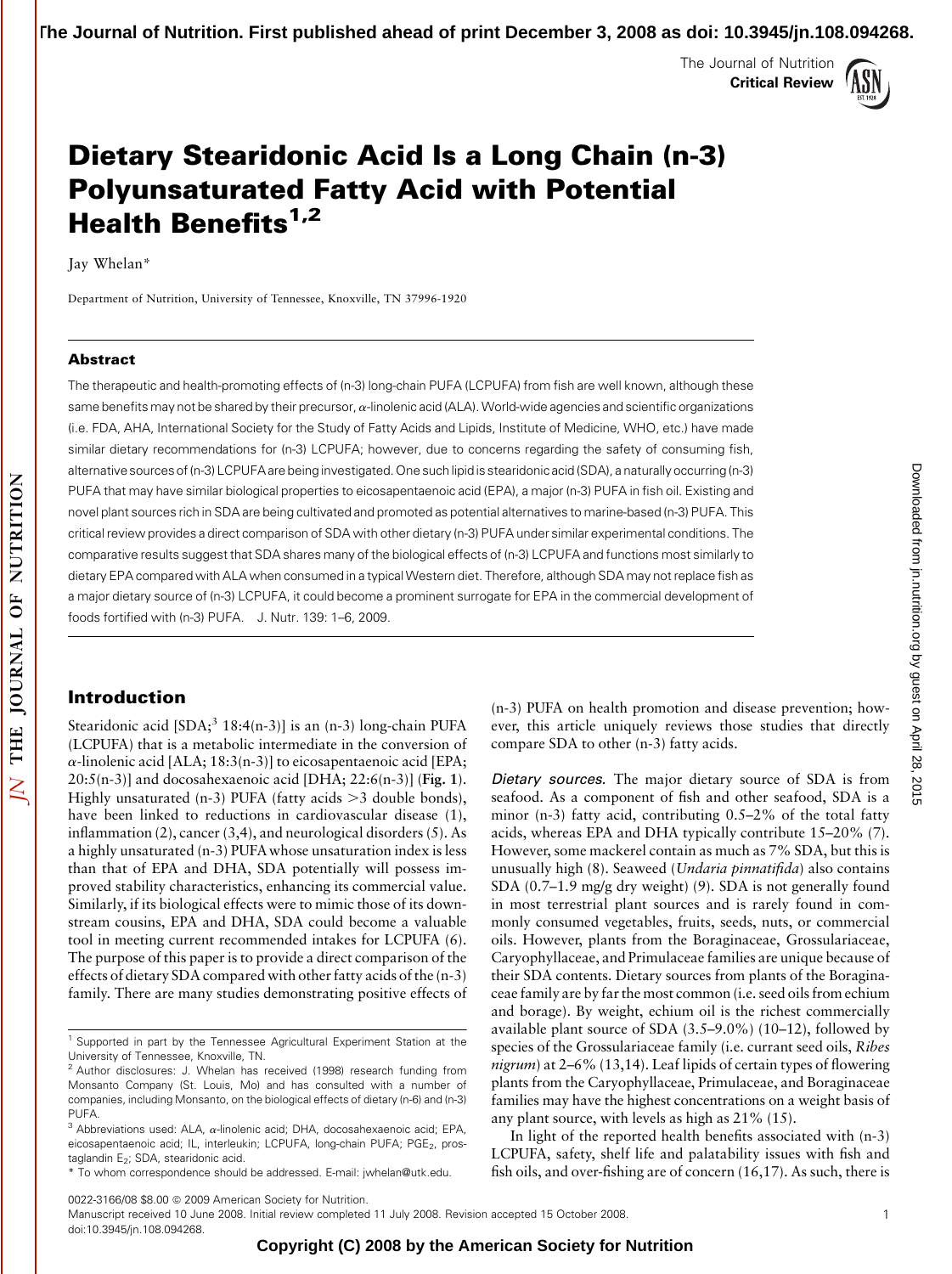# Dietary Stearidonic Acid Is a Long Chain (n-3) Polyunsaturated Fatty Acid with Potential Health Benefits[1,2]

Jay Whelan*

Department of Nutrition, University of Tennessee, Knoxville, TN 37996-1920

## Abstract

The therapeutic and health-promoting effects of (n-3) long-chain PUFA (LCPUFA) from fish are well known, although these same benefits may not be shared by their precursor, α-linolenic acid (ALA). World-wide agencies and scientific organizations (i.e. FDA, AHA, International Society for the Study of Fatty Acids and Lipids, Institute of Medicine, WHO, etc.) have made similar dietary recommendations for (n-3) LCPUFA; however, due to concerns regarding the safety of consuming fish, alternative sources of (n-3) LCPUFA are being investigated. One such lipid is stearidonic acid (SDA), a naturally occurring (n-3) PUFA that may have similar biological properties to eicosapentaenoic acid (EPA), a major (n-3) PUFA in fish oil. Existing and novel plant sources rich in SDA are being cultivated and promoted as potential alternatives to marine-based (n-3) PUFA. This critical review provides a direct comparison of SDA with other dietary (n-3) PUFA under similar experimental conditions. The comparative results suggest that SDA shares many of the biological effects of (n-3) LCPUFA and functions most similarly to dietary EPA compared with ALA when consumed in a typical Western diet. Therefore, although SDA may not replace fish as a major dietary source of (n-3) LCPUFA, it could become a prominent surrogate for EPA in the commercial development of foods fortified with (n-3) PUFA. J. Nutr. 139: 1–6, 2009.

## Introduction

Stearidonic acid [SDA;[3] 18:4(n-3)] is an (n-3) long-chain PUFA (LCPUFA) that is a metabolic intermediate in the conversion of α-linolenic acid [ALA; 18:3(n-3)] to eicosapentaenoic acid [EPA; 20:5(n-3)] and docosahexaenoic acid [DHA; 22:6(n-3)] (**Fig. 1**). Highly unsaturated (n-3) PUFA (fatty acids >3 double bonds), have been linked to reductions in cardiovascular disease (1), inflammation (2), cancer (3,4), and neurological disorders (5). As a highly unsaturated (n-3) PUFA whose unsaturation index is less than that of EPA and DHA, SDA potentially will possess improved stability characteristics, enhancing its commercial value. Similarly, if its biological effects were to mimic those of its downstream cousins, EPA and DHA, SDA could become a valuable tool in meeting current recommended intakes for LCPUFA (6). The purpose of this paper is to provide a direct comparison of the effects of dietary SDA compared with other fatty acids of the (n-3) family. There are many studies demonstrating positive effects of (n-3) PUFA on health promotion and disease prevention; however, this article uniquely reviews those studies that directly compare SDA to other (n-3) fatty acids.

*Dietary sources.* The major dietary source of SDA is from seafood. As a component of fish and other seafood, SDA is a minor (n-3) fatty acid, contributing 0.5–2% of the total fatty acids, whereas EPA and DHA typically contribute 15–20% (7). However, some mackerel contain as much as 7% SDA, but this is unusually high (8). Seaweed (*Undaria pinnatifida*) also contains SDA (0.7–1.9 mg/g dry weight) (9). SDA is not generally found in most terrestrial plant sources and is rarely found in commonly consumed vegetables, fruits, seeds, nuts, or commercial oils. However, plants from the Boraginaceae, Grossulariaceae, Caryophyllaceae, and Primulaceae families are unique because of their SDA contents. Dietary sources from plants of the Boraginaceae family are by far the most common (i.e. seed oils from echium and borage). By weight, echium oil is the richest commercially available plant source of SDA (3.5–9.0%) (10–12), followed by species of the Grossulariaceae family (i.e. currant seed oils, *Ribes nigrum*) at 2–6% (13,14). Leaf lipids of certain types of flowering plants from the Caryophyllaceae, Primulaceae, and Boraginaceae families may have the highest concentrations on a weight basis of any plant source, with levels as high as 21% (15).

In light of the reported health benefits associated with (n-3) LCPUFA, safety, shelf life and palatability issues with fish and fish oils, and over-fishing are of concern (16,17). As such, there is

---

[1] Supported in part by the Tennessee Agricultural Experiment Station at the University of Tennessee, Knoxville, TN.

[2] Author disclosures: J. Whelan has received (1998) research funding from Monsanto Company (St. Louis, Mo) and has consulted with a number of companies, including Monsanto, on the biological effects of dietary (n-6) and (n-3) PUFA.

[3] Abbreviations used: ALA, α-linolenic acid; DHA, docosahexaenoic acid; EPA, eicosapentaenoic acid; IL, interleukin; LCPUFA, long-chain PUFA; $PGE_2$, prostaglandin $E_2$; SDA, stearidonic acid.

* To whom correspondence should be addressed. E-mail: jwhelan@utk.edu.

Manuscript received 10 June 2008. Initial review completed 11 July 2008. Revision accepted 15 October 2008.
doi:10.3945/jn.108.094268.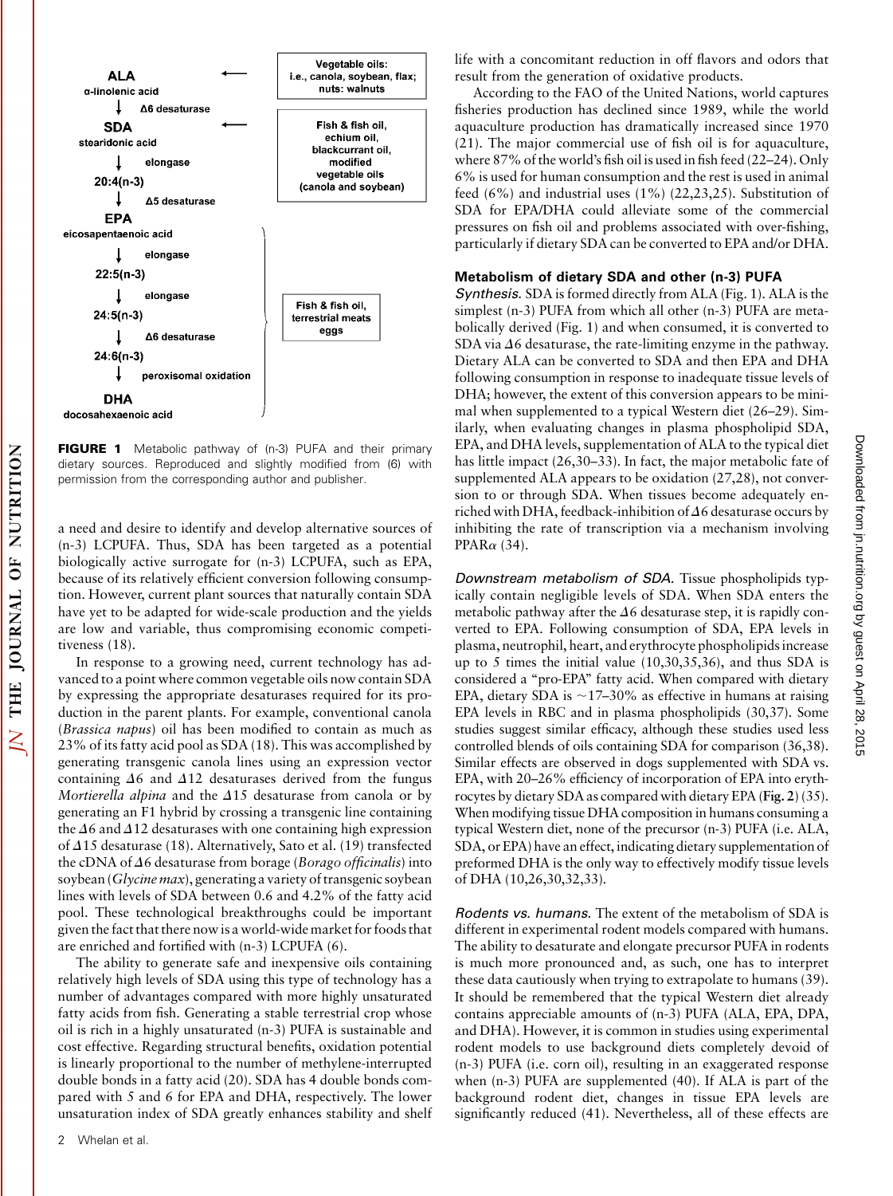ALA
α-linolenic acid
↓ Δ6 desaturase
SDA
stearidonic acid
↓ elongase
20:4(n-3)
↓ Δ5 desaturase
EPA
eicosapentaenoic acid
↓ elongase
22:5(n-3)
↓ elongase
24:5(n-3)
↓ Δ6 desaturase
24:6(n-3)
↓ peroxisomal oxidation
DHA
docosahexaenoic acid

Vegetable oils: i.e., canola, soybean, flax; nuts: walnuts

Fish & fish oil, echium oil, blackcurrant oil, modified vegetable oils (canola and soybean)

Fish & fish oil, terrestrial meats eggs

**FIGURE 1** Metabolic pathway of (n-3) PUFA and their primary dietary sources. Reproduced and slightly modified from (6) with permission from the corresponding author and publisher.

a need and desire to identify and develop alternative sources of (n-3) LCPUFA. Thus, SDA has been targeted as a potential biologically active surrogate for (n-3) LCPUFA, such as EPA, because of its relatively efficient conversion following consumption. However, current plant sources that naturally contain SDA have yet to be adapted for wide-scale production and the yields are low and variable, thus compromising economic competitiveness (18).

In response to a growing need, current technology has advanced to a point where common vegetable oils now contain SDA by expressing the appropriate desaturases required for its production in the parent plants. For example, conventional canola (*Brassica napus*) oil has been modified to contain as much as 23% of its fatty acid pool as SDA (18). This was accomplished by generating transgenic canola lines using an expression vector containing Δ6 and Δ12 desaturases derived from the fungus *Mortierella alpina* and the Δ15 desaturase from canola or by generating an F1 hybrid by crossing a transgenic line containing the Δ6 and Δ12 desaturases with one containing high expression of Δ15 desaturase (18). Alternatively, Sato et al. (19) transfected the cDNA of Δ6 desaturase from borage (*Borago officinalis*) into soybean (*Glycine max*), generating a variety of transgenic soybean lines with levels of SDA between 0.6 and 4.2% of the fatty acid pool. These technological breakthroughs could be important given the fact that there now is a world-wide market for foods that are enriched and fortified with (n-3) LCPUFA (6).

The ability to generate safe and inexpensive oils containing relatively high levels of SDA using this type of technology has a number of advantages compared with more highly unsaturated fatty acids from fish. Generating a stable terrestrial crop whose oil is rich in a highly unsaturated (n-3) PUFA is sustainable and cost effective. Regarding structural benefits, oxidation potential is linearly proportional to the number of methylene-interrupted double bonds in a fatty acid (20). SDA has 4 double bonds compared with 5 and 6 for EPA and DHA, respectively. The lower unsaturation index of SDA greatly enhances stability and shelf life with a concomitant reduction in off flavors and odors that result from the generation of oxidative products.

According to the FAO of the United Nations, world captures fisheries production has declined since 1989, while the world aquaculture production has dramatically increased since 1970 (21). The major commercial use of fish oil is for aquaculture, where 87% of the world's fish oil is used in fish feed (22–24). Only 6% is used for human consumption and the rest is used in animal feed (6%) and industrial uses (1%) (22,23,25). Substitution of SDA for EPA/DHA could alleviate some of the commercial pressures on fish oil and problems associated with over-fishing, particularly if dietary SDA can be converted to EPA and/or DHA.

## Metabolism of dietary SDA and other (n-3) PUFA

*Synthesis.* SDA is formed directly from ALA (Fig. 1). ALA is the simplest (n-3) PUFA from which all other (n-3) PUFA are metabolically derived (Fig. 1) and when consumed, it is converted to SDA via Δ6 desaturase, the rate-limiting enzyme in the pathway. Dietary ALA can be converted to SDA and then EPA and DHA following consumption in response to inadequate tissue levels of DHA; however, the extent of this conversion appears to be minimal when supplemented to a typical Western diet (26–29). Similarly, when evaluating changes in plasma phospholipid SDA, EPA, and DHA levels, supplementation of ALA to the typical diet has little impact (26,30–33). In fact, the major metabolic fate of supplemented ALA appears to be oxidation (27,28), not conversion to or through SDA. When tissues become adequately enriched with DHA, feedback-inhibition of Δ6 desaturase occurs by inhibiting the rate of transcription via a mechanism involving PPARα (34).

*Downstream metabolism of SDA.* Tissue phospholipids typically contain negligible levels of SDA. When SDA enters the metabolic pathway after the Δ6 desaturase step, it is rapidly converted to EPA. Following consumption of SDA, EPA levels in plasma, neutrophil, heart, and erythrocyte phospholipids increase up to 5 times the initial value (10,30,35,36), and thus SDA is considered a "pro-EPA" fatty acid. When compared with dietary EPA, dietary SDA is ~17–30% as effective in humans at raising EPA levels in RBC and in plasma phospholipids (30,37). Some studies suggest similar efficacy, although these studies used less controlled blends of oils containing SDA for comparison (36,38). Similar effects are observed in dogs supplemented with SDA vs. EPA, with 20–26% efficiency of incorporation of EPA into erythrocytes by dietary SDA as compared with dietary EPA (**Fig. 2**) (35). When modifying tissue DHA composition in humans consuming a typical Western diet, none of the precursor (n-3) PUFA (i.e. ALA, SDA, or EPA) have an effect, indicating dietary supplementation of preformed DHA is the only way to effectively modify tissue levels of DHA (10,26,30,32,33).

*Rodents vs. humans.* The extent of the metabolism of SDA is different in experimental rodent models compared with humans. The ability to desaturate and elongate precursor PUFA in rodents is much more pronounced and, as such, one has to interpret these data cautiously when trying to extrapolate to humans (39). It should be remembered that the typical Western diet already contains appreciable amounts of (n-3) PUFA (ALA, EPA, DPA, and DHA). However, it is common in studies using experimental rodent models to use background diets completely devoid of (n-3) PUFA (i.e. corn oil), resulting in an exaggerated response when (n-3) PUFA are supplemented (40). If ALA is part of the background rodent diet, changes in tissue EPA levels are significantly reduced (41). Nevertheless, all of these effects are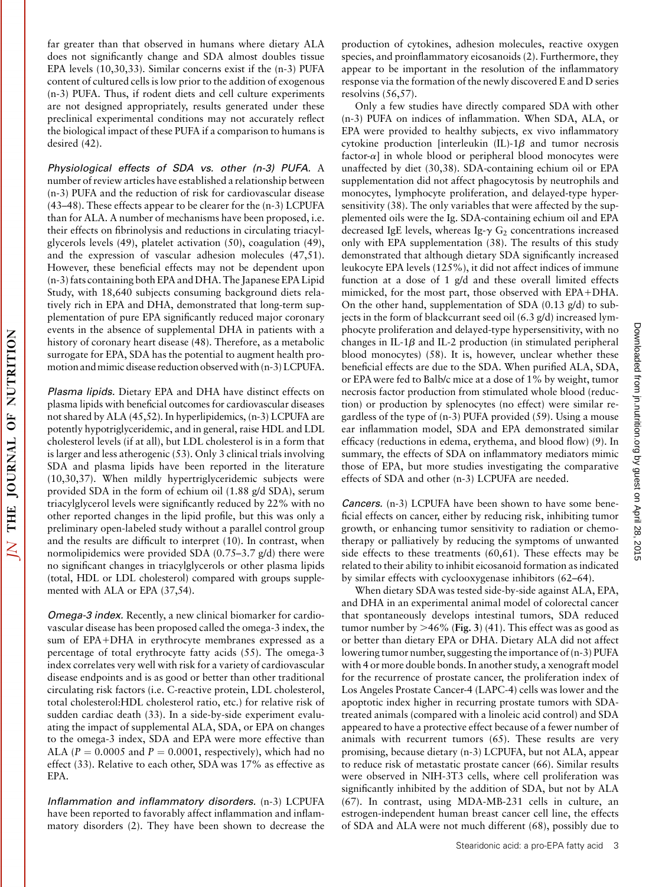far greater than that observed in humans where dietary ALA does not significantly change and SDA almost doubles tissue EPA levels (10,30,33). Similar concerns exist if the (n-3) PUFA content of cultured cells is low prior to the addition of exogenous (n-3) PUFA. Thus, if rodent diets and cell culture experiments are not designed appropriately, results generated under these preclinical experimental conditions may not accurately reflect the biological impact of these PUFA if a comparison to humans is desired (42).

*Physiological effects of SDA vs. other (n-3) PUFA.* A number of review articles have established a relationship between (n-3) PUFA and the reduction of risk for cardiovascular disease (43–48). These effects appear to be clearer for the (n-3) LCPUFA than for ALA. A number of mechanisms have been proposed, i.e. their effects on fibrinolysis and reductions in circulating triacylglycerols levels (49), platelet activation (50), coagulation (49), and the expression of vascular adhesion molecules (47,51). However, these beneficial effects may not be dependent upon (n-3) fats containing both EPA and DHA. The Japanese EPA Lipid Study, with 18,640 subjects consuming background diets relatively rich in EPA and DHA, demonstrated that long-term supplementation of pure EPA significantly reduced major coronary events in the absence of supplemental DHA in patients with a history of coronary heart disease (48). Therefore, as a metabolic surrogate for EPA, SDA has the potential to augment health promotion and mimic disease reduction observed with (n-3) LCPUFA.

*Plasma lipids.* Dietary EPA and DHA have distinct effects on plasma lipids with beneficial outcomes for cardiovascular diseases not shared by ALA (45,52). In hyperlipidemics, (n-3) LCPUFA are potently hypotriglyceridemic, and in general, raise HDL and LDL cholesterol levels (if at all), but LDL cholesterol is in a form that is larger and less atherogenic (53). Only 3 clinical trials involving SDA and plasma lipids have been reported in the literature (10,30,37). When mildly hypertriglyceridemic subjects were provided SDA in the form of echium oil (1.88 g/d SDA), serum triacylglycerol levels were significantly reduced by 22% with no other reported changes in the lipid profile, but this was only a preliminary open-labeled study without a parallel control group and the results are difficult to interpret (10). In contrast, when normolipidemics were provided SDA (0.75–3.7 g/d) there were no significant changes in triacylglycerols or other plasma lipids (total, HDL or LDL cholesterol) compared with groups supplemented with ALA or EPA (37,54).

*Omega-3 index.* Recently, a new clinical biomarker for cardiovascular disease has been proposed called the omega-3 index, the sum of EPA+DHA in erythrocyte membranes expressed as a percentage of total erythrocyte fatty acids (55). The omega-3 index correlates very well with risk for a variety of cardiovascular disease endpoints and is as good or better than other traditional circulating risk factors (i.e. C-reactive protein, LDL cholesterol, total cholesterol:HDL cholesterol ratio, etc.) for relative risk of sudden cardiac death (33). In a side-by-side experiment evaluating the impact of supplemental ALA, SDA, or EPA on changes to the omega-3 index, SDA and EPA were more effective than ALA ($P = 0.0005$ and $P = 0.0001$, respectively), which had no effect (33). Relative to each other, SDA was 17% as effective as EPA.

*Inflammation and inflammatory disorders.* (n-3) LCPUFA have been reported to favorably affect inflammation and inflammatory disorders (2). They have been shown to decrease the production of cytokines, adhesion molecules, reactive oxygen species, and proinflammatory eicosanoids (2). Furthermore, they appear to be important in the resolution of the inflammatory response via the formation of the newly discovered E and D series resolvins (56,57).

Only a few studies have directly compared SDA with other (n-3) PUFA on indices of inflammation. When SDA, ALA, or EPA were provided to healthy subjects, ex vivo inflammatory cytokine production [interleukin (IL)-1$\beta$ and tumor necrosis factor-$\alpha$] in whole blood or peripheral blood monocytes were unaffected by diet (30,38). SDA-containing echium oil or EPA supplementation did not affect phagocytosis by neutrophils and monocytes, lymphocyte proliferation, and delayed-type hypersensitivity (38). The only variables that were affected by the supplemented oils were the Ig. SDA-containing echium oil and EPA decreased IgE levels, whereas Ig-$\gamma$ $G_2$ concentrations increased only with EPA supplementation (38). The results of this study demonstrated that although dietary SDA significantly increased leukocyte EPA levels (125%), it did not affect indices of immune function at a dose of 1 g/d and these overall limited effects mimicked, for the most part, those observed with EPA+DHA. On the other hand, supplementation of SDA (0.13 g/d) to subjects in the form of blackcurrant seed oil (6.3 g/d) increased lymphocyte proliferation and delayed-type hypersensitivity, with no changes in IL-1$\beta$ and IL-2 production (in stimulated peripheral blood monocytes) (58). It is, however, unclear whether these beneficial effects are due to the SDA. When purified ALA, SDA, or EPA were fed to Balb/c mice at a dose of 1% by weight, tumor necrosis factor production from stimulated whole blood (reduction) or production by splenocytes (no effect) were similar regardless of the type of (n-3) PUFA provided (59). Using a mouse ear inflammation model, SDA and EPA demonstrated similar efficacy (reductions in edema, erythema, and blood flow) (9). In summary, the effects of SDA on inflammatory mediators mimic those of EPA, but more studies investigating the comparative effects of SDA and other (n-3) LCPUFA are needed.

*Cancers.* (n-3) LCPUFA have been shown to have some beneficial effects on cancer, either by reducing risk, inhibiting tumor growth, or enhancing tumor sensitivity to radiation or chemotherapy or palliatively by reducing the symptoms of unwanted side effects to these treatments (60,61). These effects may be related to their ability to inhibit eicosanoid formation as indicated by similar effects with cyclooxygenase inhibitors (62–64).

When dietary SDA was tested side-by-side against ALA, EPA, and DHA in an experimental animal model of colorectal cancer that spontaneously develops intestinal tumors, SDA reduced tumor number by >46% (**Fig. 3**) (41). This effect was as good as or better than dietary EPA or DHA. Dietary ALA did not affect lowering tumor number, suggesting the importance of (n-3) PUFA with 4 or more double bonds. In another study, a xenograft model for the recurrence of prostate cancer, the proliferation index of Los Angeles Prostate Cancer-4 (LAPC-4) cells was lower and the apoptotic index higher in recurring prostate tumors with SDA-treated animals (compared with a linoleic acid control) and SDA appeared to have a protective effect because of a fewer number of animals with recurrent tumors (65). These results are very promising, because dietary (n-3) LCPUFA, but not ALA, appear to reduce risk of metastatic prostate cancer (66). Similar results were observed in NIH-3T3 cells, where cell proliferation was significantly inhibited by the addition of SDA, but not by ALA (67). In contrast, using MDA-MB-231 cells in culture, an estrogen-independent human breast cancer cell line, the effects of SDA and ALA were not much different (68), possibly due to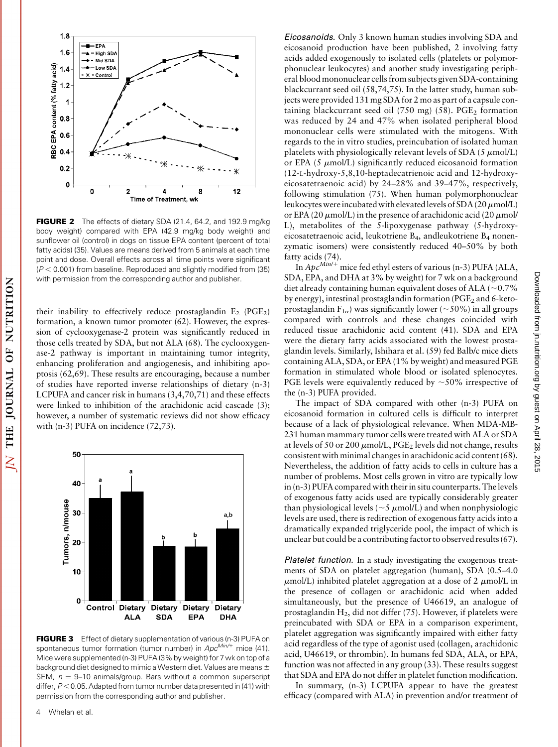**FIGURE 2** The effects of dietary SDA (21.4, 64.2, and 192.9 mg/kg body weight) compared with EPA (42.9 mg/kg body weight) and sunflower oil (control) in dogs on tissue EPA content (percent of total fatty acids) (35). Values are means derived from 5 animals at each time point and dose. Overall effects across all time points were significant ($P < 0.001$) from baseline. Reproduced and slightly modified from (35) with permission from the corresponding author and publisher.

their inability to effectively reduce prostaglandin $E_2$ ($PGE_2$) formation, a known tumor promoter (62). However, the expression of cyclooxygenase-2 protein was significantly reduced in those cells treated by SDA, but not ALA (68). The cyclooxygenase-2 pathway is important in maintaining tumor integrity, enhancing proliferation and angiogenesis, and inhibiting apoptosis (62,69). These results are encouraging, because a number of studies have reported inverse relationships of dietary (n-3) LCPUFA and cancer risk in humans (3,4,70,71) and these effects were linked to inhibition of the arachidonic acid cascade (3); however, a number of systematic reviews did not show efficacy with (n-3) PUFA on incidence (72,73).

**FIGURE 3** Effect of dietary supplementation of various (n-3) PUFA on spontaneous tumor formation (tumor number) in $Apc^{Min/+}$ mice (41). Mice were supplemented (n-3) PUFA (3% by weight) for 7 wk on top of a background diet designed to mimic a Western diet. Values are means ± SEM, $n = 9$–10 animals/group. Bars without a common superscript differ, $P < 0.05$. Adapted from tumor number data presented in (41) with permission from the corresponding author and publisher.

*Eicosanoids.* Only 3 known human studies involving SDA and eicosanoid production have been published, 2 involving fatty acids added exogenously to isolated cells (platelets or polymorphonuclear leukocytes) and another study investigating peripheral blood mononuclear cells from subjects given SDA-containing blackcurrant seed oil (58,74,75). In the latter study, human subjects were provided 131 mg SDA for 2 mo as part of a capsule containing blackcurrant seed oil (750 mg) (58). $PGE_2$ formation was reduced by 24 and 47% when isolated peripheral blood mononuclear cells were stimulated with the mitogens. With regards to the in vitro studies, preincubation of isolated human platelets with physiologically relevant levels of SDA (5 $\mu$mol/L) or EPA (5 $\mu$mol/L) significantly reduced eicosanoid formation (12-L-hydroxy-5,8,10-heptadecatrienoic acid and 12-hydroxyeicosatetraenoic acid) by 24–28% and 39–47%, respectively, following stimulation (75). When human polymorphonuclear leukocytes were incubated with elevated levels of SDA (20 $\mu$mol/L) or EPA (20 $\mu$mol/L) in the presence of arachidonic acid (20 $\mu$mol/L), metabolites of the 5-lipoxygenase pathway (5-hydroxyeicosatetraenoic acid, leukotriene $B_4$, andleukotriene $B_4$ nonenzymatic isomers) were consistently reduced 40–50% by both fatty acids (74).

In $Apc^{Min/+}$ mice fed ethyl esters of various (n-3) PUFA (ALA, SDA, EPA, and DHA at 3% by weight) for 7 wk on a background diet already containing human equivalent doses of ALA (~0.7% by energy), intestinal prostaglandin formation ($PGE_2$ and 6-keto-prostaglandin $F_{1\alpha}$) was significantly lower (~50%) in all groups compared with controls and these changes coincided with reduced tissue arachidonic acid content (41). SDA and EPA were the dietary fatty acids associated with the lowest prostaglandin levels. Similarly, Ishihara et al. (59) fed Balb/c mice diets containing ALA, SDA, or EPA (1% by weight) and measured PGE formation in stimulated whole blood or isolated splenocytes. PGE levels were equivalently reduced by ~50% irrespective of the (n-3) PUFA provided.

The impact of SDA compared with other (n-3) PUFA on eicosanoid formation in cultured cells is difficult to interpret because of a lack of physiological relevance. When MDA-MB-231 human mammary tumor cells were treated with ALA or SDA at levels of 50 or 200 $\mu$mol/L, $PGE_2$ levels did not change, results consistent with minimal changes in arachidonic acid content (68). Nevertheless, the addition of fatty acids to cells in culture has a number of problems. Most cells grown in vitro are typically low in (n-3) PUFA compared with their in situ counterparts. The levels of exogenous fatty acids used are typically considerably greater than physiological levels (~5 $\mu$mol/L) and when nonphysiologic levels are used, there is redirection of exogenous fatty acids into a dramatically expanded triglyceride pool, the impact of which is unclear but could be a contributing factor to observed results (67).

*Platelet function.* In a study investigating the exogenous treatments of SDA on platelet aggregation (human), SDA (0.5–4.0 $\mu$mol/L) inhibited platelet aggregation at a dose of 2 $\mu$mol/L in the presence of collagen or arachidonic acid when added simultaneously, but the presence of U46619, an analogue of prostaglandin $H_2$, did not differ (75). However, if platelets were preincubated with SDA or EPA in a comparison experiment, platelet aggregation was significantly impaired with either fatty acid regardless of the type of agonist used (collagen, arachidonic acid, U46619, or thrombin). In humans fed SDA, ALA, or EPA, function was not affected in any group (33). These results suggest that SDA and EPA do not differ in platelet function modification.

In summary, (n-3) LCPUFA appear to have the greatest efficacy (compared with ALA) in prevention and/or treatment of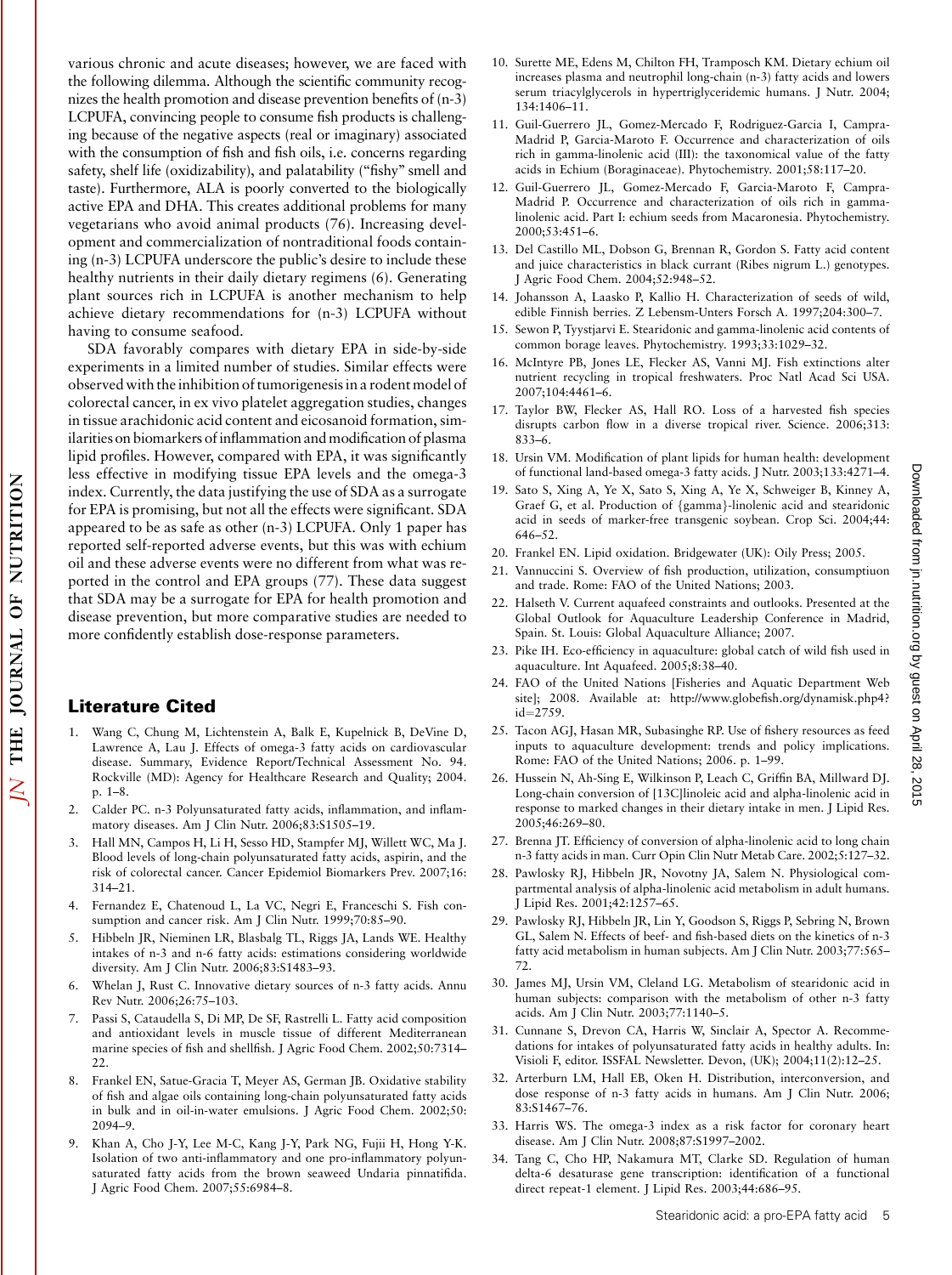various chronic and acute diseases; however, we are faced with the following dilemma. Although the scientific community recognizes the health promotion and disease prevention benefits of (n-3) LCPUFA, convincing people to consume fish products is challenging because of the negative aspects (real or imaginary) associated with the consumption of fish and fish oils, i.e. concerns regarding safety, shelf life (oxidizability), and palatability ("fishy" smell and taste). Furthermore, ALA is poorly converted to the biologically active EPA and DHA. This creates additional problems for many vegetarians who avoid animal products (76). Increasing development and commercialization of nontraditional foods containing (n-3) LCPUFA underscore the public's desire to include these healthy nutrients in their daily dietary regimens (6). Generating plant sources rich in LCPUFA is another mechanism to help achieve dietary recommendations for (n-3) LCPUFA without having to consume seafood.

SDA favorably compares with dietary EPA in side-by-side experiments in a limited number of studies. Similar effects were observed with the inhibition of tumorigenesis in a rodent model of colorectal cancer, in ex vivo platelet aggregation studies, changes in tissue arachidonic acid content and eicosanoid formation, similarities on biomarkers of inflammation and modification of plasma lipid profiles. However, compared with EPA, it was significantly less effective in modifying tissue EPA levels and the omega-3 index. Currently, the data justifying the use of SDA as a surrogate for EPA is promising, but not all the effects were significant. SDA appeared to be as safe as other (n-3) LCPUFA. Only 1 paper has reported self-reported adverse events, but this was with echium oil and these adverse events were no different from what was reported in the control and EPA groups (77). These data suggest that SDA may be a surrogate for EPA for health promotion and disease prevention, but more comparative studies are needed to more confidently establish dose-response parameters.

## Literature Cited

1. Wang C, Chung M, Lichtenstein A, Balk E, Kupelnick B, DeVine D, Lawrence A, Lau J. Effects of omega-3 fatty acids on cardiovascular disease. Summary, Evidence Report/Technical Assessment No. 94. Rockville (MD): Agency for Healthcare Research and Quality; 2004. p. 1–8.
2. Calder PC. n-3 Polyunsaturated fatty acids, inflammation, and inflammatory diseases. Am J Clin Nutr. 2006;83:S1505–19.
3. Hall MN, Campos H, Li H, Sesso HD, Stampfer MJ, Willett WC, Ma J. Blood levels of long-chain polyunsaturated fatty acids, aspirin, and the risk of colorectal cancer. Cancer Epidemiol Biomarkers Prev. 2007;16:314–21.
4. Fernandez E, Chatenoud L, La VC, Negri E, Franceschi S. Fish consumption and cancer risk. Am J Clin Nutr. 1999;70:85–90.
5. Hibbeln JR, Nieminen LR, Blasbalg TL, Riggs JA, Lands WE. Healthy intakes of n-3 and n-6 fatty acids: estimations considering worldwide diversity. Am J Clin Nutr. 2006;83:S1483–93.
6. Whelan J, Rust C. Innovative dietary sources of n-3 fatty acids. Annu Rev Nutr. 2006;26:75–103.
7. Passi S, Cataudella S, Di MP, De SF, Rastrelli L. Fatty acid composition and antioxidant levels in muscle tissue of different Mediterranean marine species of fish and shellfish. J Agric Food Chem. 2002;50:7314–22.
8. Frankel EN, Satue-Gracia T, Meyer AS, German JB. Oxidative stability of fish and algae oils containing long-chain polyunsaturated fatty acids in bulk and in oil-in-water emulsions. J Agric Food Chem. 2002;50:2094–9.
9. Khan A, Cho J-Y, Lee M-C, Kang J-Y, Park NG, Fujii H, Hong Y-K. Isolation of two anti-inflammatory and one pro-inflammatory polyunsaturated fatty acids from the brown seaweed Undaria pinnatifida. J Agric Food Chem. 2007;55:6984–8.
10. Surette ME, Edens M, Chilton FH, Tramposch KM. Dietary echium oil increases plasma and neutrophil long-chain (n-3) fatty acids and lowers serum triacylglycerols in hypertriglyceridemic humans. J Nutr. 2004;134:1406–11.
11. Guil-Guerrero JL, Gomez-Mercado F, Rodriguez-Garcia I, Campra-Madrid P, Garcia-Maroto F. Occurrence and characterization of oils rich in gamma-linolenic acid (III): the taxonomical value of the fatty acids in Echium (Boraginaceae). Phytochemistry. 2001;58:117–20.
12. Guil-Guerrero JL, Gomez-Mercado F, Garcia-Maroto F, Campra-Madrid P. Occurrence and characterization of oils rich in gamma-linolenic acid. Part I: echium seeds from Macaronesia. Phytochemistry. 2000;53:451–6.
13. Del Castillo ML, Dobson G, Brennan R, Gordon S. Fatty acid content and juice characteristics in black currant (Ribes nigrum L.) genotypes. J Agric Food Chem. 2004;52:948–52.
14. Johansson A, Laasko P, Kallio H. Characterization of seeds of wild, edible Finnish berries. Z Lebensm-Unters Forsch A. 1997;204:300–7.
15. Sewon P, Tyystjarvi E. Stearidonic and gamma-linolenic acid contents of common borage leaves. Phytochemistry. 1993;33:1029–32.
16. McIntyre PB, Jones LE, Flecker AS, Vanni MJ. Fish extinctions alter nutrient recycling in tropical freshwaters. Proc Natl Acad Sci USA. 2007;104:4461–6.
17. Taylor BW, Flecker AS, Hall RO. Loss of a harvested fish species disrupts carbon flow in a diverse tropical river. Science. 2006;313:833–6.
18. Ursin VM. Modification of plant lipids for human health: development of functional land-based omega-3 fatty acids. J Nutr. 2003;133:4271–4.
19. Sato S, Xing A, Ye X, Sato S, Xing A, Ye X, Schweiger B, Kinney A, Graef G, et al. Production of {gamma}-linolenic acid and stearidonic acid in seeds of marker-free transgenic soybean. Crop Sci. 2004;44:646–52.
20. Frankel EN. Lipid oxidation. Bridgewater (UK): Oily Press; 2005.
21. Vannuccini S. Overview of fish production, utilization, consumptiuon and trade. Rome: FAO of the United Nations; 2003.
22. Halseth V. Current aquafeed constraints and outlooks. Presented at the Global Outlook for Aquaculture Leadership Conference in Madrid, Spain. St. Louis: Global Aquaculture Alliance; 2007.
23. Pike IH. Eco-efficiency in aquaculture: global catch of wild fish used in aquaculture. Int Aquafeed. 2005;8:38–40.
24. FAO of the United Nations [Fisheries and Aquatic Department Web site]; 2008. Available at: http://www.globefish.org/dynamisk.php4?id=2759.
25. Tacon AGJ, Hasan MR, Subasinghe RP. Use of fishery resources as feed inputs to aquaculture development: trends and policy implications. Rome: FAO of the United Nations; 2006. p. 1–99.
26. Hussein N, Ah-Sing E, Wilkinson P, Leach C, Griffin BA, Millward DJ. Long-chain conversion of [13C]linoleic acid and alpha-linolenic acid in response to marked changes in their dietary intake in men. J Lipid Res. 2005;46:269–80.
27. Brenna JT. Efficiency of conversion of alpha-linolenic acid to long chain n-3 fatty acids in man. Curr Opin Clin Nutr Metab Care. 2002;5:127–32.
28. Pawlosky RJ, Hibbeln JR, Novotny JA, Salem N. Physiological compartmental analysis of alpha-linolenic acid metabolism in adult humans. J Lipid Res. 2001;42:1257–65.
29. Pawlosky RJ, Hibbeln JR, Lin Y, Goodson S, Riggs P, Sebring N, Brown GL, Salem N. Effects of beef- and fish-based diets on the kinetics of n-3 fatty acid metabolism in human subjects. Am J Clin Nutr. 2003;77:565–72.
30. James MJ, Ursin VM, Cleland LG. Metabolism of stearidonic acid in human subjects: comparison with the metabolism of other n-3 fatty acids. Am J Clin Nutr. 2003;77:1140–5.
31. Cunnane S, Drevon CA, Harris W, Sinclair A, Spector A. Recommedations for intakes of polyunsaturated fatty acids in healthy adults. In: Visioli F, editor. ISSFAL Newsletter. Devon, (UK); 2004;11(2):12–25.
32. Arterburn LM, Hall EB, Oken H. Distribution, interconversion, and dose response of n-3 fatty acids in humans. Am J Clin Nutr. 2006;83:S1467–76.
33. Harris WS. The omega-3 index as a risk factor for coronary heart disease. Am J Clin Nutr. 2008;87:S1997–2002.
34. Tang C, Cho HP, Nakamura MT, Clarke SD. Regulation of human delta-6 desaturase gene transcription: identification of a functional direct repeat-1 element. J Lipid Res. 2003;44:686–95.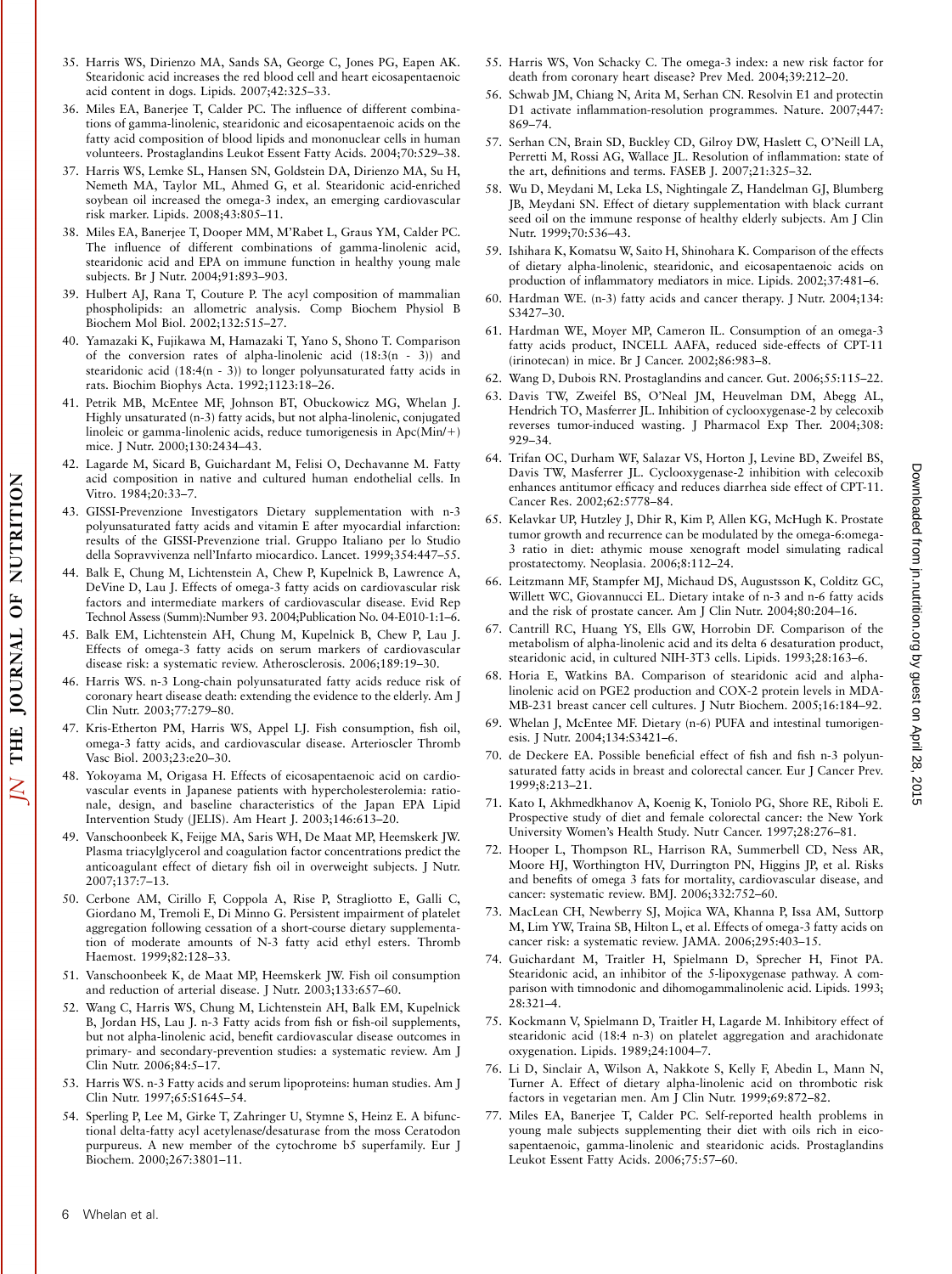35. Harris WS, Dirienzo MA, Sands SA, George C, Jones PG, Eapen AK. Stearidonic acid increases the red blood cell and heart eicosapentaenoic acid content in dogs. Lipids. 2007;42:325–33.
36. Miles EA, Banerjee T, Calder PC. The influence of different combinations of gamma-linolenic, stearidonic and eicosapentaenoic acids on the fatty acid composition of blood lipids and mononuclear cells in human volunteers. Prostaglandins Leukot Essent Fatty Acids. 2004;70:529–38.
37. Harris WS, Lemke SL, Hansen SN, Goldstein DA, Dirienzo MA, Su H, Nemeth MA, Taylor ML, Ahmed G, et al. Stearidonic acid-enriched soybean oil increased the omega-3 index, an emerging cardiovascular risk marker. Lipids. 2008;43:805–11.
38. Miles EA, Banerjee T, Dooper MM, M'Rabet L, Graus YM, Calder PC. The influence of different combinations of gamma-linolenic acid, stearidonic acid and EPA on immune function in healthy young male subjects. Br J Nutr. 2004;91:893–903.
39. Hulbert AJ, Rana T, Couture P. The acyl composition of mammalian phospholipids: an allometric analysis. Comp Biochem Physiol B Biochem Mol Biol. 2002;132:515–27.
40. Yamazaki K, Fujikawa M, Hamazaki T, Yano S, Shono T. Comparison of the conversion rates of alpha-linolenic acid (18:3(n - 3)) and stearidonic acid (18:4(n - 3)) to longer polyunsaturated fatty acids in rats. Biochim Biophys Acta. 1992;1123:18–26.
41. Petrik MB, McEntee MF, Johnson BT, Obuckowicz MG, Whelan J. Highly unsaturated (n-3) fatty acids, but not alpha-linolenic, conjugated linoleic or gamma-linolenic acids, reduce tumorigenesis in Apc(Min/+) mice. J Nutr. 2000;130:2434–43.
42. Lagarde M, Sicard B, Guichardant M, Felisi O, Dechavanne M. Fatty acid composition in native and cultured human endothelial cells. In Vitro. 1984;20:33–7.
43. GISSI-Prevenzione Investigators Dietary supplementation with n-3 polyunsaturated fatty acids and vitamin E after myocardial infarction: results of the GISSI-Prevenzione trial. Gruppo Italiano per lo Studio della Sopravvivenza nell'Infarto miocardico. Lancet. 1999;354:447–55.
44. Balk E, Chung M, Lichtenstein A, Chew P, Kupelnick B, Lawrence A, DeVine D, Lau J. Effects of omega-3 fatty acids on cardiovascular risk factors and intermediate markers of cardiovascular disease. Evid Rep Technol Assess (Summ):Number 93. 2004;Publication No. 04-E010-1:1–6.
45. Balk EM, Lichtenstein AH, Chung M, Kupelnick B, Chew P, Lau J. Effects of omega-3 fatty acids on serum markers of cardiovascular disease risk: a systematic review. Atherosclerosis. 2006;189:19–30.
46. Harris WS. n-3 Long-chain polyunsaturated fatty acids reduce risk of coronary heart disease death: extending the evidence to the elderly. Am J Clin Nutr. 2003;77:279–80.
47. Kris-Etherton PM, Harris WS, Appel LJ. Fish consumption, fish oil, omega-3 fatty acids, and cardiovascular disease. Arterioscler Thromb Vasc Biol. 2003;23:e20–30.
48. Yokoyama M, Origasa H. Effects of eicosapentaenoic acid on cardiovascular events in Japanese patients with hypercholesterolemia: rationale, design, and baseline characteristics of the Japan EPA Lipid Intervention Study (JELIS). Am Heart J. 2003;146:613–20.
49. Vanschoonbeek K, Feijge MA, Saris WH, De Maat MP, Heemskerk JW. Plasma triacylglycerol and coagulation factor concentrations predict the anticoagulant effect of dietary fish oil in overweight subjects. J Nutr. 2007;137:7–13.
50. Cerbone AM, Cirillo F, Coppola A, Rise P, Stragliotto E, Galli C, Giordano M, Tremoli E, Di Minno G. Persistent impairment of platelet aggregation following cessation of a short-course dietary supplementation of moderate amounts of N-3 fatty acid ethyl esters. Thromb Haemost. 1999;82:128–33.
51. Vanschoonbeek K, de Maat MP, Heemskerk JW. Fish oil consumption and reduction of arterial disease. J Nutr. 2003;133:657–60.
52. Wang C, Harris WS, Chung M, Lichtenstein AH, Balk EM, Kupelnick B, Jordan HS, Lau J. n-3 Fatty acids from fish or fish-oil supplements, but not alpha-linolenic acid, benefit cardiovascular disease outcomes in primary- and secondary-prevention studies: a systematic review. Am J Clin Nutr. 2006;84:5–17.
53. Harris WS. n-3 Fatty acids and serum lipoproteins: human studies. Am J Clin Nutr. 1997;65:S1645–54.
54. Sperling P, Lee M, Girke T, Zahringer U, Stymne S, Heinz E. A bifunctional delta-fatty acyl acetylenase/desaturase from the moss Ceratodon purpureus. A new member of the cytochrome b5 superfamily. Eur J Biochem. 2000;267:3801–11.
55. Harris WS, Von Schacky C. The omega-3 index: a new risk factor for death from coronary heart disease? Prev Med. 2004;39:212–20.
56. Schwab JM, Chiang N, Arita M, Serhan CN. Resolvin E1 and protectin D1 activate inflammation-resolution programmes. Nature. 2007;447:869–74.
57. Serhan CN, Brain SD, Buckley CD, Gilroy DW, Haslett C, O'Neill LA, Perretti M, Rossi AG, Wallace JL. Resolution of inflammation: state of the art, definitions and terms. FASEB J. 2007;21:325–32.
58. Wu D, Meydani M, Leka LS, Nightingale Z, Handelman GJ, Blumberg JB, Meydani SN. Effect of dietary supplementation with black currant seed oil on the immune response of healthy elderly subjects. Am J Clin Nutr. 1999;70:536–43.
59. Ishihara K, Komatsu W, Saito H, Shinohara K. Comparison of the effects of dietary alpha-linolenic, stearidonic, and eicosapentaenoic acids on production of inflammatory mediators in mice. Lipids. 2002;37:481–6.
60. Hardman WE. (n-3) fatty acids and cancer therapy. J Nutr. 2004;134:S3427–30.
61. Hardman WE, Moyer MP, Cameron IL. Consumption of an omega-3 fatty acids product, INCELL AAFA, reduced side-effects of CPT-11 (irinotecan) in mice. Br J Cancer. 2002;86:983–8.
62. Wang D, Dubois RN. Prostaglandins and cancer. Gut. 2006;55:115–22.
63. Davis TW, Zweifel BS, O'Neal JM, Heuvelman DM, Abegg AL, Hendrich TO, Masferrer JL. Inhibition of cyclooxygenase-2 by celecoxib reverses tumor-induced wasting. J Pharmacol Exp Ther. 2004;308:929–34.
64. Trifan OC, Durham WF, Salazar VS, Horton J, Levine BD, Zweifel BS, Davis TW, Masferrer JL. Cyclooxygenase-2 inhibition with celecoxib enhances antitumor efficacy and reduces diarrhea side effect of CPT-11. Cancer Res. 2002;62:5778–84.
65. Kelavkar UP, Hutzley J, Dhir R, Kim P, Allen KG, McHugh K. Prostate tumor growth and recurrence can be modulated by the omega-6:omega-3 ratio in diet: athymic mouse xenograft model simulating radical prostatectomy. Neoplasia. 2006;8:112–24.
66. Leitzmann MF, Stampfer MJ, Michaud DS, Augustsson K, Colditz GC, Willett WC, Giovannucci EL. Dietary intake of n-3 and n-6 fatty acids and the risk of prostate cancer. Am J Clin Nutr. 2004;80:204–16.
67. Cantrill RC, Huang YS, Ells GW, Horrobin DF. Comparison of the metabolism of alpha-linolenic acid and its delta 6 desaturation product, stearidonic acid, in cultured NIH-3T3 cells. Lipids. 1993;28:163–6.
68. Horia E, Watkins BA. Comparison of stearidonic acid and alpha-linolenic acid on PGE2 production and COX-2 protein levels in MDA-MB-231 breast cancer cell cultures. J Nutr Biochem. 2005;16:184–92.
69. Whelan J, McEntee MF. Dietary (n-6) PUFA and intestinal tumorigenesis. J Nutr. 2004;134:S3421–6.
70. de Deckere EA. Possible beneficial effect of fish and fish n-3 polyunsaturated fatty acids in breast and colorectal cancer. Eur J Cancer Prev. 1999;8:213–21.
71. Kato I, Akhmedkhanov A, Koenig K, Toniolo PG, Shore RE, Riboli E. Prospective study of diet and female colorectal cancer: the New York University Women's Health Study. Nutr Cancer. 1997;28:276–81.
72. Hooper L, Thompson RL, Harrison RA, Summerbell CD, Ness AR, Moore HJ, Worthington HV, Durrington PN, Higgins JP, et al. Risks and benefits of omega 3 fats for mortality, cardiovascular disease, and cancer: systematic review. BMJ. 2006;332:752–60.
73. MacLean CH, Newberry SJ, Mojica WA, Khanna P, Issa AM, Suttorp MJ, Lim YW, Traina SB, Hilton L, et al. Effects of omega-3 fatty acids on cancer risk: a systematic review. JAMA. 2006;295:403–15.
74. Guichardant M, Traitler H, Spielmann D, Sprecher H, Finot PA. Stearidonic acid, an inhibitor of the 5-lipoxygenase pathway. A comparison with timnodonic and dihomogammalinolenic acid. Lipids. 1993;28:321–4.
75. Kockmann V, Spielmann D, Traitler H, Lagarde M. Inhibitory effect of stearidonic acid (18:4 n-3) on platelet aggregation and arachidonate oxygenation. Lipids. 1989;24:1004–7.
76. Li D, Sinclair A, Wilson A, Nakkote S, Kelly F, Abedin L, Mann N, Turner A. Effect of dietary alpha-linolenic acid on thrombotic risk factors in vegetarian men. Am J Clin Nutr. 1999;69:872–82.
77. Miles EA, Banerjee T, Calder PC. Self-reported health problems in young male subjects supplementing their diet with oils rich in eicosapentaenoic, gamma-linolenic and stearidonic acids. Prostaglandins Leukot Essent Fatty Acids. 2006;75:57–60.